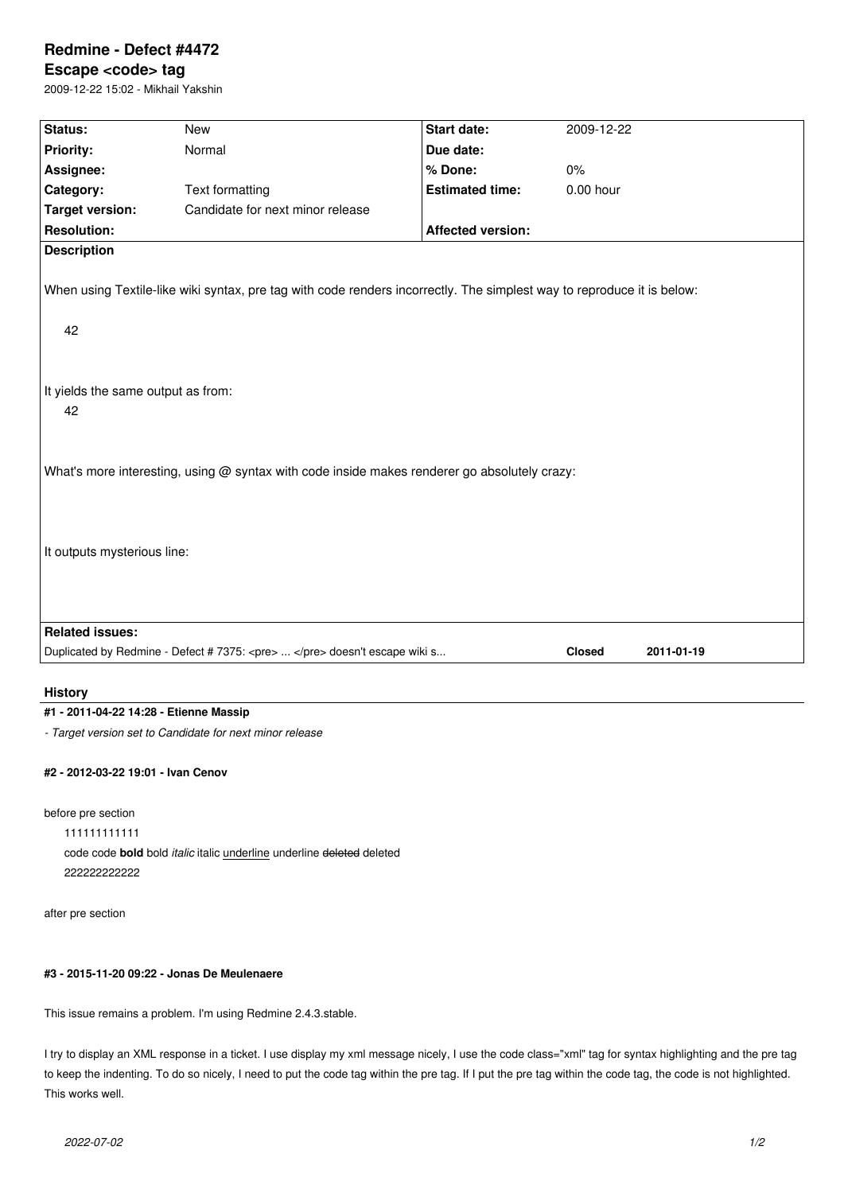# Redmine - Defect #4472

## Escape <code> tag

2009-12-22 15:02 - Mikhail Yakshin

| Status: | New | Start date: | 2009-12-22 |
|---|---|---|---|
| Priority: | Normal | Due date: | |
| Assignee: | | % Done: | 0% |
| Category: | Text formatting | Estimated time: | 0.00 hour |
| Target version: | Candidate for next minor release | | |
| Resolution: | | Affected version: | |

**Description**

When using Textile-like wiki syntax, pre tag with code renders incorrectly. The simplest way to reproduce it is below:

```
42
```

It yields the same output as from:

```
42
```

What's more interesting, using @ syntax with code inside makes renderer go absolutely crazy:

It outputs mysterious line:

**Related issues:**

| Duplicated by Redmine - Defect # 7375: <pre> ... </pre> doesn't escape wiki s... | Closed | 2011-01-19 |
|---|---|---|

## History

#### #1 - 2011-04-22 14:28 - Etienne Massip

*- Target version set to Candidate for next minor release*

#### #2 - 2012-03-22 19:01 - Ivan Cenov

before pre section

111111111111
code code **bold** bold *italic* italic <u>underline</u> underline ~~deleted~~ deleted
222222222222

after pre section

#### #3 - 2015-11-20 09:22 - Jonas De Meulenaere

This issue remains a problem. I'm using Redmine 2.4.3.stable.

I try to display an XML response in a ticket. I use display my xml message nicely, I use the code class="xml" tag for syntax highlighting and the pre tag to keep the indenting. To do so nicely, I need to put the code tag within the pre tag. If I put the pre tag within the code tag, the code is not highlighted. This works well.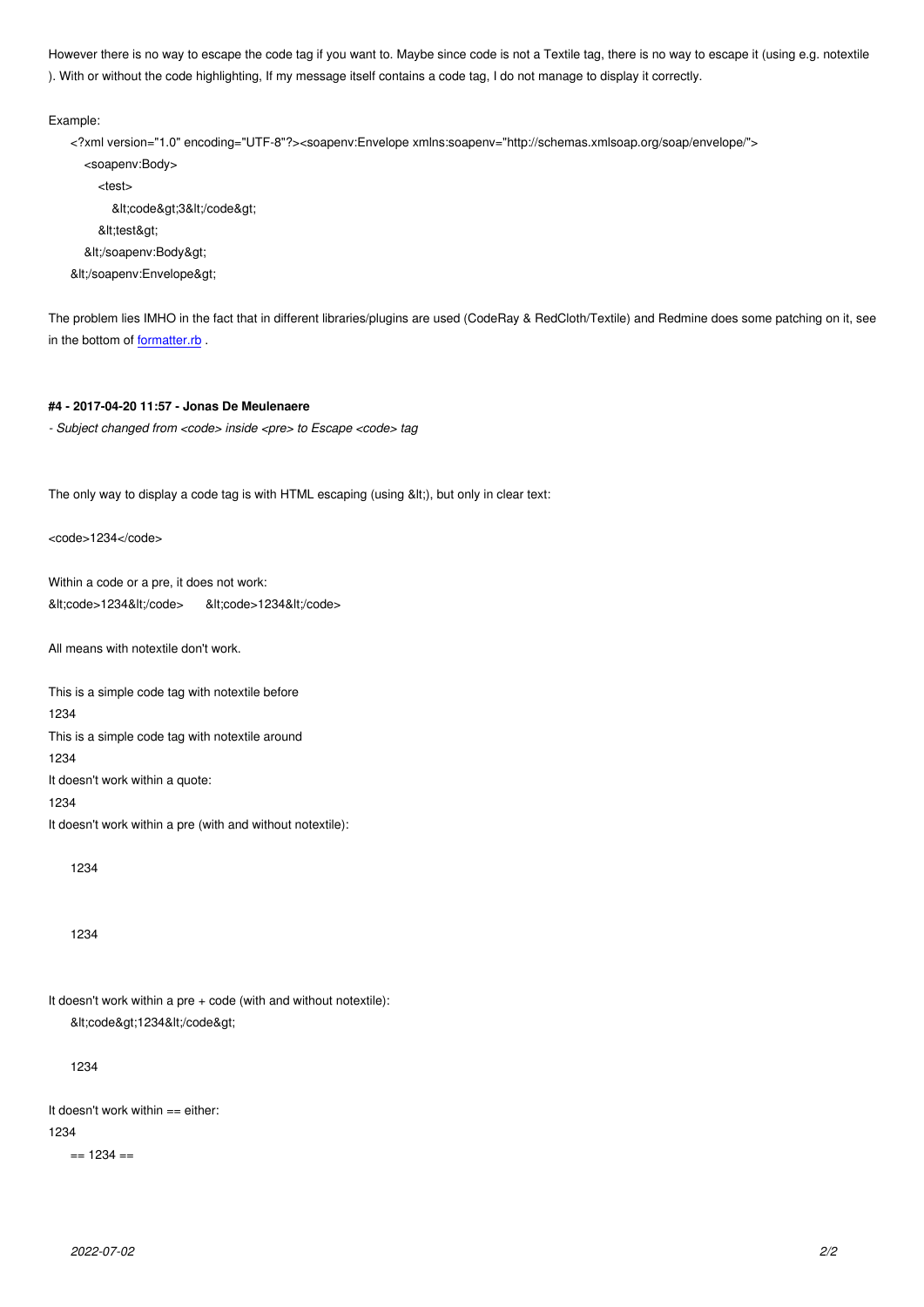However there is no way to escape the code tag if you want to. Maybe since code is not a Textile tag, there is no way to escape it (using e.g. notextile ). With or without the code highlighting, If my message itself contains a code tag, I do not manage to display it correctly.

Example:

```
<?xml version="1.0" encoding="UTF-8"?><soapenv:Envelope xmlns:soapenv="http://schemas.xmlsoap.org/soap/envelope/">
  <soapenv:Body>
    <test>
      &lt;code&gt;3&lt;/code&gt;
    &lt;test&gt;
  &lt;/soapenv:Body&gt;
&lt;/soapenv:Envelope&gt;
```

The problem lies IMHO in the fact that in different libraries/plugins are used (CodeRay & RedCloth/Textile) and Redmine does some patching on it, see in the bottom of formatter.rb .

#### #4 - 2017-04-20 11:57 - Jonas De Meulenaere

*- Subject changed from <code> inside <pre> to Escape <code> tag*

The only way to display a code tag is with HTML escaping (using &lt;), but only in clear text:

<code>1234</code>

Within a code or a pre, it does not work:
&lt;code>1234&lt;/code>      &lt;code>1234&lt;/code>

All means with notextile don't work.

This is a simple code tag with notextile before
1234
This is a simple code tag with notextile around
1234
It doesn't work within a quote:
1234
It doesn't work within a pre (with and without notextile):

```
1234
```

```
1234
```

It doesn't work within a pre + code (with and without notextile):

```
&lt;code&gt;1234&lt;/code&gt;
```

```
1234
```

It doesn't work within == either:
1234

```
== 1234 ==
```